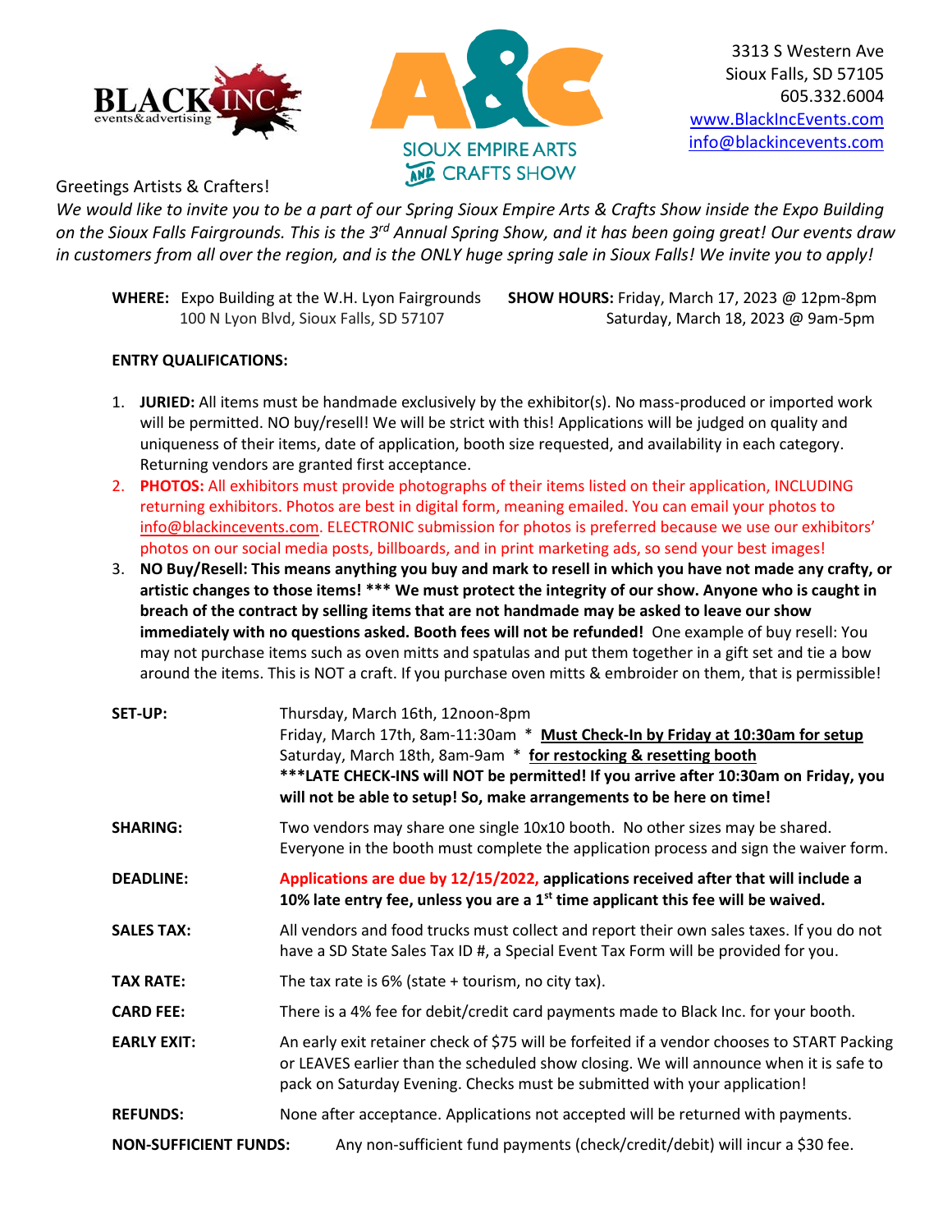BLACK INC events&advertising

SIOUX EMPIRE ARTS AND CRAFTS SHOW

3313 S Western Ave
Sioux Falls, SD 57105
605.332.6004
www.BlackIncEvents.com
info@blackincevents.com

Greetings Artists & Crafters!

*We would like to invite you to be a part of our Spring Sioux Empire Arts & Crafts Show inside the Expo Building on the Sioux Falls Fairgrounds. This is the 3rd Annual Spring Show, and it has been going great! Our events draw in customers from all over the region, and is the ONLY huge spring sale in Sioux Falls! We invite you to apply!*

**WHERE:** Expo Building at the W.H. Lyon Fairgrounds
100 N Lyon Blvd, Sioux Falls, SD 57107

**SHOW HOURS:** Friday, March 17, 2023 @ 12pm-8pm
Saturday, March 18, 2023 @ 9am-5pm

**ENTRY QUALIFICATIONS:**

1. **JURIED:** All items must be handmade exclusively by the exhibitor(s). No mass-produced or imported work will be permitted. NO buy/resell! We will be strict with this! Applications will be judged on quality and uniqueness of their items, date of application, booth size requested, and availability in each category. Returning vendors are granted first acceptance.
2. **PHOTOS:** All exhibitors must provide photographs of their items listed on their application, INCLUDING returning exhibitors. Photos are best in digital form, meaning emailed. You can email your photos to info@blackincevents.com. ELECTRONIC submission for photos is preferred because we use our exhibitors' photos on our social media posts, billboards, and in print marketing ads, so send your best images!
3. **NO Buy/Resell: This means anything you buy and mark to resell in which you have not made any crafty, or artistic changes to those items! *** We must protect the integrity of our show. Anyone who is caught in breach of the contract by selling items that are not handmade may be asked to leave our show immediately with no questions asked. Booth fees will not be refunded!** One example of buy resell: You may not purchase items such as oven mitts and spatulas and put them together in a gift set and tie a bow around the items. This is NOT a craft. If you purchase oven mitts & embroider on them, that is permissible!

**SET-UP:** Thursday, March 16th, 12noon-8pm
Friday, March 17th, 8am-11:30am * **Must Check-In by Friday at 10:30am for setup**
Saturday, March 18th, 8am-9am * **for restocking & resetting booth**
*****LATE CHECK-INS will NOT be permitted! If you arrive after 10:30am on Friday, you will not be able to setup! So, make arrangements to be here on time!**

**SHARING:** Two vendors may share one single 10x10 booth. No other sizes may be shared. Everyone in the booth must complete the application process and sign the waiver form.

**DEADLINE:** **Applications are due by 12/15/2022, applications received after that will include a 10% late entry fee, unless you are a 1st time applicant this fee will be waived.**

**SALES TAX:** All vendors and food trucks must collect and report their own sales taxes. If you do not have a SD State Sales Tax ID #, a Special Event Tax Form will be provided for you.

**TAX RATE:** The tax rate is 6% (state + tourism, no city tax).

**CARD FEE:** There is a 4% fee for debit/credit card payments made to Black Inc. for your booth.

**EARLY EXIT:** An early exit retainer check of $75 will be forfeited if a vendor chooses to START Packing or LEAVES earlier than the scheduled show closing. We will announce when it is safe to pack on Saturday Evening. Checks must be submitted with your application!

**REFUNDS:** None after acceptance. Applications not accepted will be returned with payments.

**NON-SUFFICIENT FUNDS:** Any non-sufficient fund payments (check/credit/debit) will incur a $30 fee.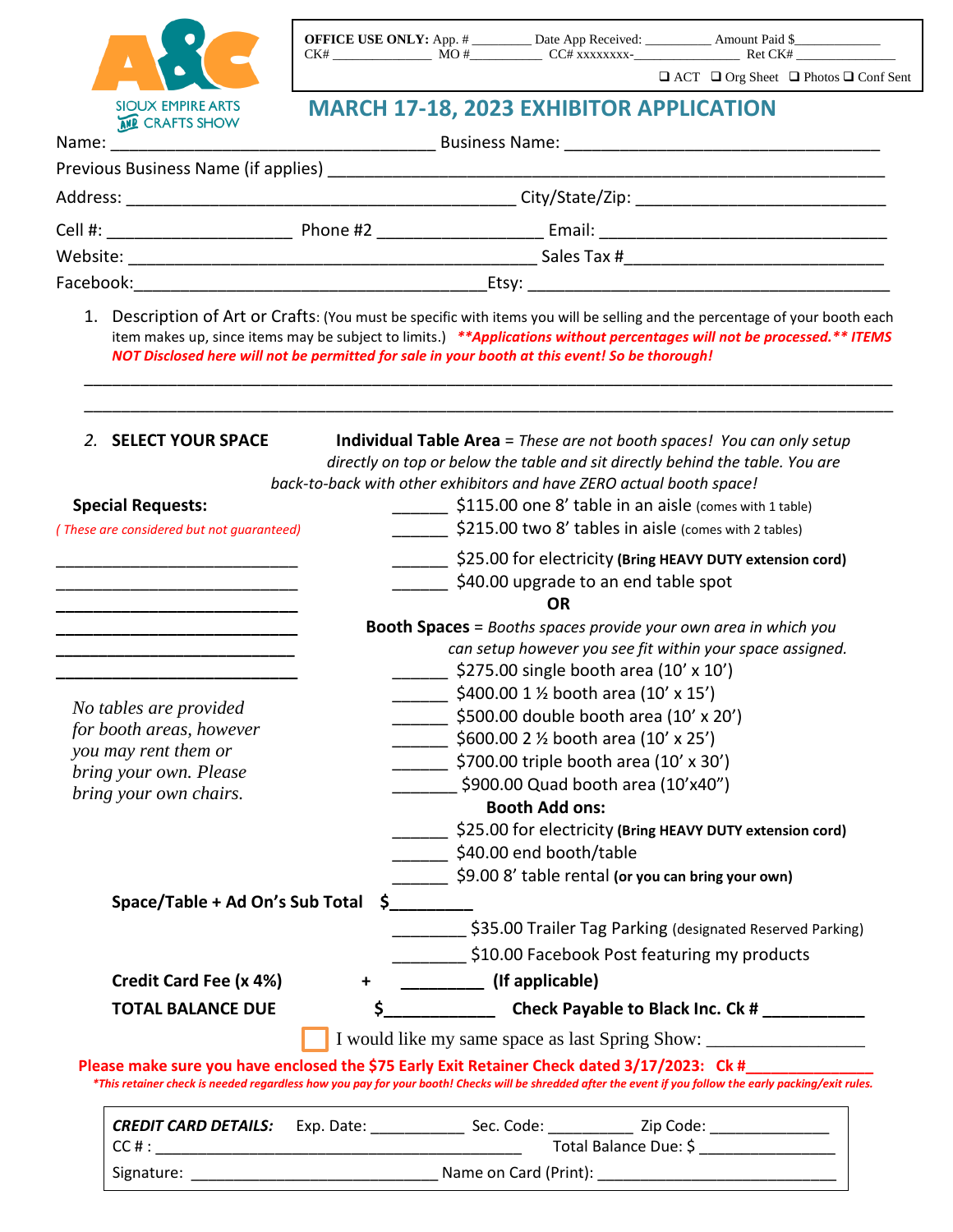A&C
SIOUX EMPIRE ARTS AND CRAFTS SHOW

**OFFICE USE ONLY:** App. # ________ Date App Received: _________ Amount Paid $____________
CK# ______________ MO #__________ CC# xxxxxxxx-________________ Ret CK# ____________
❑ ACT ❑ Org Sheet ❑ Photos ❑ Conf Sent

# MARCH 17-18, 2023 EXHIBITOR APPLICATION

Name: ____________________________________ Business Name: ___________________________________

Previous Business Name (if applies) ______________________________________________________________

Address: ___________________________________________ City/State/Zip: ___________________________

Cell #: ____________________ Phone #2 __________________ Email: _________________________________

Website: ____________________________________________ Sales Tax #____________________________

Facebook:_______________________________________Etsy: ______________________________________

1. Description of Art or Crafts: (You must be specific with items you will be selling and the percentage of your booth each item makes up, since items may be subject to limits.) ***\*\*Applications without percentages will not be processed.\*\* ITEMS NOT Disclosed here will not be permitted for sale in your booth at this event! So be thorough!***

______________________________________________________________________________________

______________________________________________________________________________________

2. **SELECT YOUR SPACE**

**Individual Table Area** = *These are not booth spaces! You can only setup directly on top or below the table and sit directly behind the table. You are back-to-back with other exhibitors and have ZERO actual booth space!*

______ $115.00 one 8' table in an aisle (comes with 1 table)
______ $215.00 two 8' tables in aisle (comes with 2 tables)
______ $25.00 for electricity **(Bring HEAVY DUTY extension cord)**
______ $40.00 upgrade to an end table spot

**OR**

**Booth Spaces** = *Booths spaces provide your own area in which you can setup however you see fit within your space assigned.*

______ $275.00 single booth area (10' x 10')
______ $400.00 1 ½ booth area (10' x 15')
______ $500.00 double booth area (10' x 20')
______ $600.00 2 ½ booth area (10' x 25')
______ $700.00 triple booth area (10' x 30')
_______ $900.00 Quad booth area (10'x40")

**Booth Add ons:**

______ $25.00 for electricity **(Bring HEAVY DUTY extension cord)**
______ $40.00 end booth/table
______ $9.00 8' table rental **(or you can bring your own)**

**Special Requests:**

*( These are considered but not guaranteed)*

___________________________
___________________________
___________________________
___________________________
___________________________
___________________________

*No tables are provided for booth areas, however you may rent them or bring your own. Please bring your own chairs.*

**Space/Table + Ad On's Sub Total** $_________

________ $35.00 Trailer Tag Parking (designated Reserved Parking)
________ $10.00 Facebook Post featuring my products

**Credit Card Fee (x 4%)** + _________ **(If applicable)**

**TOTAL BALANCE DUE** $____________ **Check Payable to Black Inc. Ck # ___________**

☐ I would like my same space as last Spring Show: ________________

**Please make sure you have enclosed the $75 Early Exit Retainer Check dated 3/17/2023: Ck #______________**

***This retainer check is needed regardless how you pay for your booth! Checks will be shredded after the event if you follow the early packing/exit rules.***

***CREDIT CARD DETAILS:*** Exp. Date: ___________ Sec. Code: __________ Zip Code: ______________
CC # : ____________________________________________ Total Balance Due: $ ________________
Signature: ____________________________ Name on Card (Print): ___________________________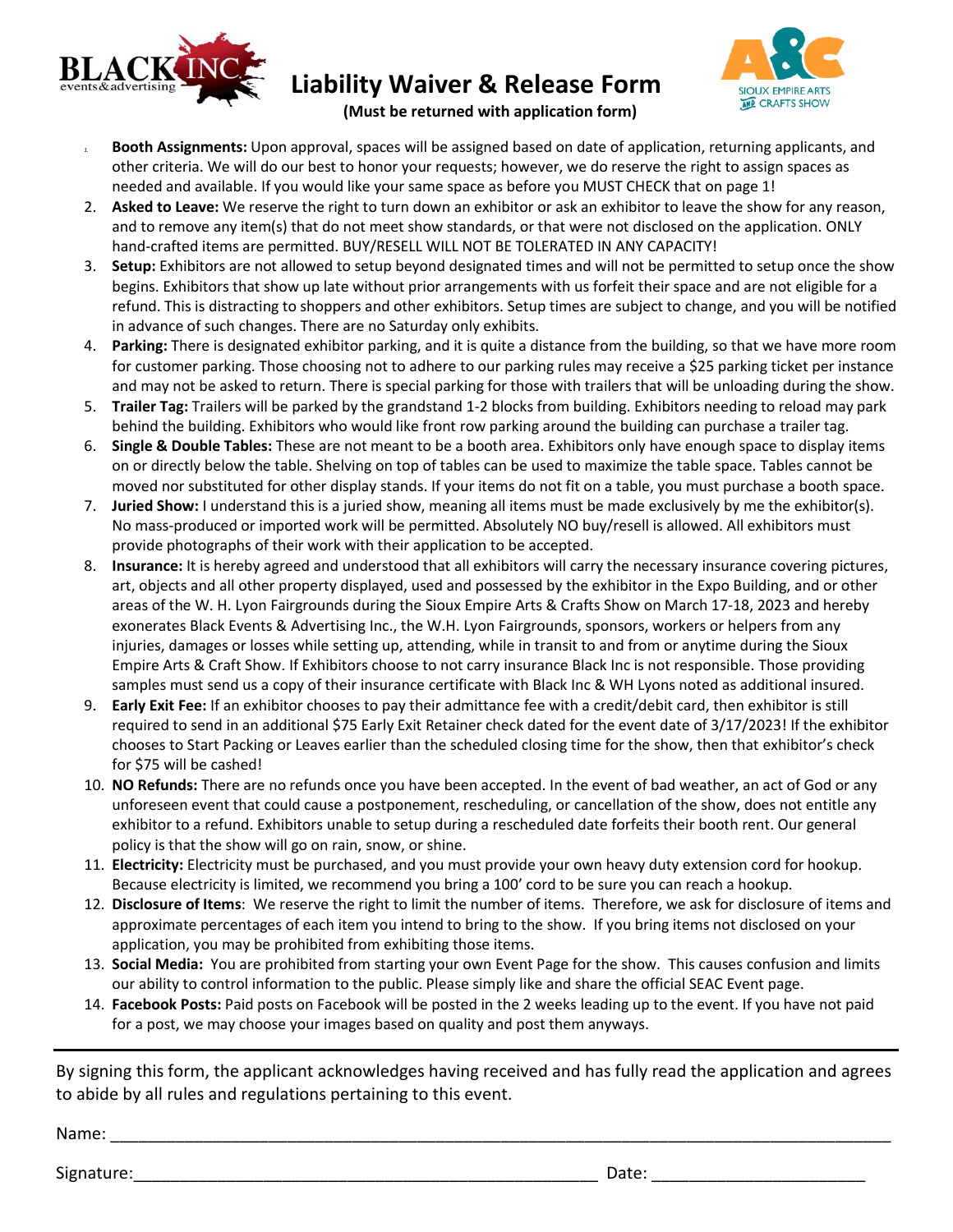# Liability Waiver & Release Form

**(Must be returned with application form)**

1. **Booth Assignments:** Upon approval, spaces will be assigned based on date of application, returning applicants, and other criteria. We will do our best to honor your requests; however, we do reserve the right to assign spaces as needed and available. If you would like your same space as before you MUST CHECK that on page 1!
2. **Asked to Leave:** We reserve the right to turn down an exhibitor or ask an exhibitor to leave the show for any reason, and to remove any item(s) that do not meet show standards, or that were not disclosed on the application. ONLY hand-crafted items are permitted. BUY/RESELL WILL NOT BE TOLERATED IN ANY CAPACITY!
3. **Setup:** Exhibitors are not allowed to setup beyond designated times and will not be permitted to setup once the show begins. Exhibitors that show up late without prior arrangements with us forfeit their space and are not eligible for a refund. This is distracting to shoppers and other exhibitors. Setup times are subject to change, and you will be notified in advance of such changes. There are no Saturday only exhibits.
4. **Parking:** There is designated exhibitor parking, and it is quite a distance from the building, so that we have more room for customer parking. Those choosing not to adhere to our parking rules may receive a $25 parking ticket per instance and may not be asked to return. There is special parking for those with trailers that will be unloading during the show.
5. **Trailer Tag:** Trailers will be parked by the grandstand 1-2 blocks from building. Exhibitors needing to reload may park behind the building. Exhibitors who would like front row parking around the building can purchase a trailer tag.
6. **Single & Double Tables:** These are not meant to be a booth area. Exhibitors only have enough space to display items on or directly below the table. Shelving on top of tables can be used to maximize the table space. Tables cannot be moved nor substituted for other display stands. If your items do not fit on a table, you must purchase a booth space.
7. **Juried Show:** I understand this is a juried show, meaning all items must be made exclusively by me the exhibitor(s). No mass-produced or imported work will be permitted. Absolutely NO buy/resell is allowed. All exhibitors must provide photographs of their work with their application to be accepted.
8. **Insurance:** It is hereby agreed and understood that all exhibitors will carry the necessary insurance covering pictures, art, objects and all other property displayed, used and possessed by the exhibitor in the Expo Building, and or other areas of the W. H. Lyon Fairgrounds during the Sioux Empire Arts & Crafts Show on March 17-18, 2023 and hereby exonerates Black Events & Advertising Inc., the W.H. Lyon Fairgrounds, sponsors, workers or helpers from any injuries, damages or losses while setting up, attending, while in transit to and from or anytime during the Sioux Empire Arts & Craft Show. If Exhibitors choose to not carry insurance Black Inc is not responsible. Those providing samples must send us a copy of their insurance certificate with Black Inc & WH Lyons noted as additional insured.
9. **Early Exit Fee:** If an exhibitor chooses to pay their admittance fee with a credit/debit card, then exhibitor is still required to send in an additional $75 Early Exit Retainer check dated for the event date of 3/17/2023! If the exhibitor chooses to Start Packing or Leaves earlier than the scheduled closing time for the show, then that exhibitor's check for $75 will be cashed!
10. **NO Refunds:** There are no refunds once you have been accepted. In the event of bad weather, an act of God or any unforeseen event that could cause a postponement, rescheduling, or cancellation of the show, does not entitle any exhibitor to a refund. Exhibitors unable to setup during a rescheduled date forfeits their booth rent. Our general policy is that the show will go on rain, snow, or shine.
11. **Electricity:** Electricity must be purchased, and you must provide your own heavy duty extension cord for hookup. Because electricity is limited, we recommend you bring a 100' cord to be sure you can reach a hookup.
12. **Disclosure of Items**: We reserve the right to limit the number of items. Therefore, we ask for disclosure of items and approximate percentages of each item you intend to bring to the show. If you bring items not disclosed on your application, you may be prohibited from exhibiting those items.
13. **Social Media:** You are prohibited from starting your own Event Page for the show. This causes confusion and limits our ability to control information to the public. Please simply like and share the official SEAC Event page.
14. **Facebook Posts:** Paid posts on Facebook will be posted in the 2 weeks leading up to the event. If you have not paid for a post, we may choose your images based on quality and post them anyways.

---

By signing this form, the applicant acknowledges having received and has fully read the application and agrees to abide by all rules and regulations pertaining to this event.

Name: ______________________________________________

Signature: ______________________________ Date: ______________________